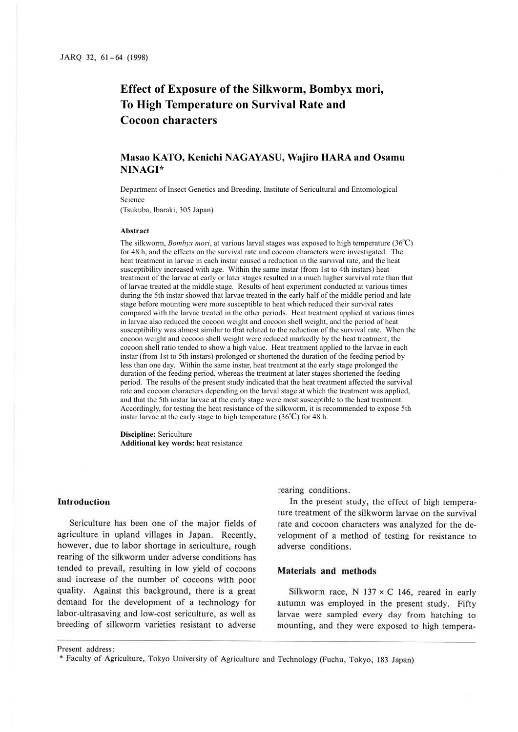# Effect of Exposure of the Silkworm, Bombyx mori, To High Temperature on Survival Rate and Cocoon characters

**Masao KATO, Kenichi NAGAYASU, Wajiro HARA and Osamu NINAGI***

Department of Insect Genetics and Breeding, Institute of Sericultural and Entomological Science
(Tsukuba, Ibaraki, 305 Japan)

### Abstract

The silkworm, *Bombyx mori*, at various larval stages was exposed to high temperature (36°C) for 48 h, and the effects on the survival rate and cocoon characters were investigated. The heat treatment in larvae in each instar caused a reduction in the survival rate, and the heat susceptibility increased with age. Within the same instar (from 1st to 4th instars) heat treatment of the larvae at early or later stages resulted in a much higher survival rate than that of larvae treated at the middle stage. Results of heat experiment conducted at various times during the 5th instar showed that larvae treated in the early half of the middle period and late stage before mounting were more susceptible to heat which reduced their survival rates compared with the larvae treated in the other periods. Heat treatment applied at various times in larvae also reduced the cocoon weight and cocoon shell weight, and the period of heat susceptibility was almost similar to that related to the reduction of the survival rate. When the cocoon weight and cocoon shell weight were reduced markedly by the heat treatment, the cocoon shell ratio tended to show a high value. Heat treatment applied to the larvae in each instar (from 1st to 5th instars) prolonged or shortened the duration of the feeding period by less than one day. Within the same instar, heat treatment at the early stage prolonged the duration of the feeding period, whereas the treatment at later stages shortened the feeding period. The results of the present study indicated that the heat treatment affected the survival rate and cocoon characters depending on the larval stage at which the treatment was applied, and that the 5th instar larvae at the early stage were most susceptible to the heat treatment. Accordingly, for testing the heat resistance of the silkworm, it is recommended to expose 5th instar larvae at the early stage to high temperature (36°C) for 48 h.

**Discipline:** Sericulture
**Additional key words:** heat resistance

## Introduction

Sericulture has been one of the major fields of agriculture in upland villages in Japan. Recently, however, due to labor shortage in sericulture, rough rearing of the silkworm under adverse conditions has tended to prevail, resulting in low yield of cocoons and increase of the number of cocoons with poor quality. Against this background, there is a great demand for the development of a technology for labor-ultrasaving and low-cost sericulture, as well as breeding of silkworm varieties resistant to adverse rearing conditions.

In the present study, the effect of high temperature treatment of the silkworm larvae on the survival rate and cocoon characters was analyzed for the development of a method of testing for resistance to adverse conditions.

## Materials and methods

Silkworm race, N 137 × C 146, reared in early autumn was employed in the present study. Fifty larvae were sampled every day from hatching to mounting, and they were exposed to high tempera-

Present address:
* Faculty of Agriculture, Tokyo University of Agriculture and Technology (Fuchu, Tokyo, 183 Japan)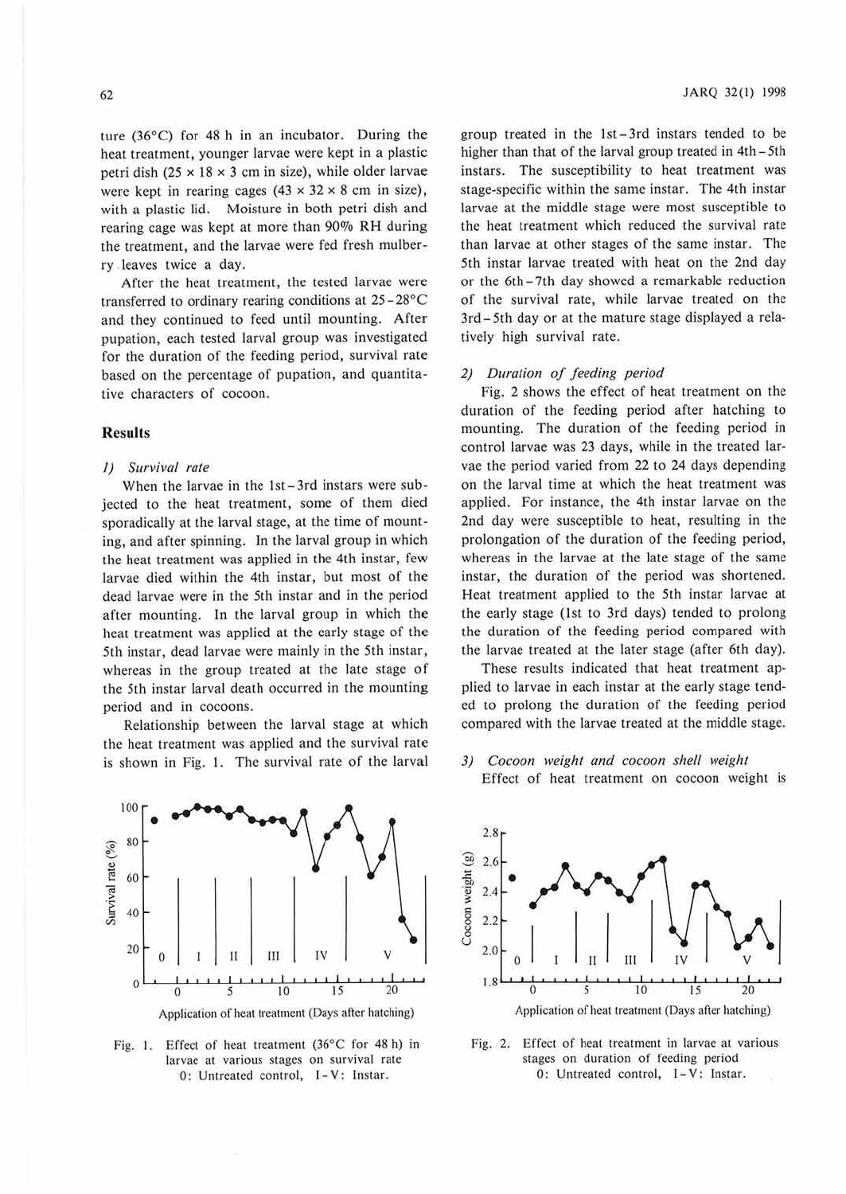ture (36°C) for 48 h in an incubator. During the heat treatment, younger larvae were kept in a plastic petri dish (25 × 18 × 3 cm in size), while older larvae were kept in rearing cages (43 × 32 × 8 cm in size), with a plastic lid. Moisture in both petri dish and rearing cage was kept at more than 90% RH during the treatment, and the larvae were fed fresh mulberry leaves twice a day.

After the heat treatment, the tested larvae were transferred to ordinary rearing conditions at 25–28°C and they continued to feed until mounting. After pupation, each tested larval group was investigated for the duration of the feeding period, survival rate based on the percentage of pupation, and quantitative characters of cocoon.

## Results

### 1) Survival rate

When the larvae in the 1st–3rd instars were subjected to the heat treatment, some of them died sporadically at the larval stage, at the time of mounting, and after spinning. In the larval group in which the heat treatment was applied in the 4th instar, few larvae died within the 4th instar, but most of the dead larvae were in the 5th instar and in the period after mounting. In the larval group in which the heat treatment was applied at the early stage of the 5th instar, dead larvae were mainly in the 5th instar, whereas in the group treated at the late stage of the 5th instar larval death occurred in the mounting period and in cocoons.

Relationship between the larval stage at which the heat treatment was applied and the survival rate is shown in Fig. 1. The survival rate of the larval group treated in the 1st–3rd instars tended to be higher than that of the larval group treated in 4th–5th instars. The susceptibility to heat treatment was stage-specific within the same instar. The 4th instar larvae at the middle stage were most susceptible to the heat treatment which reduced the survival rate than larvae at other stages of the same instar. The 5th instar larvae treated with heat on the 2nd day or the 6th–7th day showed a remarkable reduction of the survival rate, while larvae treated on the 3rd–5th day or at the mature stage displayed a relatively high survival rate.

### 2) Duration of feeding period

Fig. 2 shows the effect of heat treatment on the duration of the feeding period after hatching to mounting. The duration of the feeding period in control larvae was 23 days, while in the treated larvae the period varied from 22 to 24 days depending on the larval time at which the heat treatment was applied. For instance, the 4th instar larvae on the 2nd day were susceptible to heat, resulting in the prolongation of the duration of the feeding period, whereas in the larvae at the late stage of the same instar, the duration of the period was shortened. Heat treatment applied to the 5th instar larvae at the early stage (1st to 3rd days) tended to prolong the duration of the feeding period compared with the larvae treated at the later stage (after 6th day).

These results indicated that heat treatment applied to larvae in each instar at the early stage tended to prolong the duration of the feeding period compared with the larvae treated at the middle stage.

### 3) Cocoon weight and cocoon shell weight

Effect of heat treatment on cocoon weight is

Fig. 1. Effect of heat treatment (36°C for 48 h) in larvae at various stages on survival rate
0: Untreated control, I–V: Instar.

Fig. 2. Effect of heat treatment in larvae at various stages on duration of feeding period
0: Untreated control, I–V: Instar.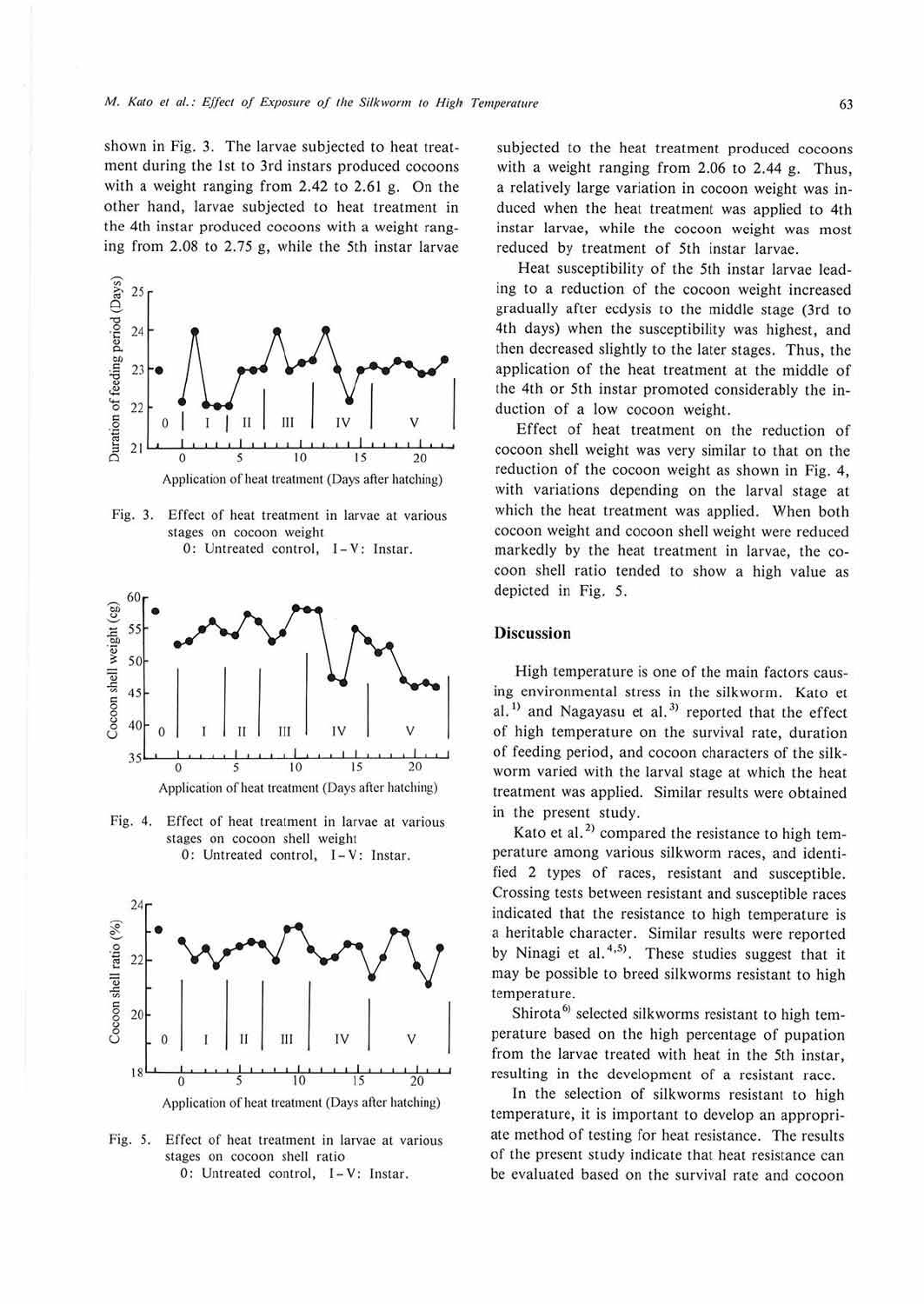shown in Fig. 3. The larvae subjected to heat treatment during the 1st to 3rd instars produced cocoons with a weight ranging from 2.42 to 2.61 g. On the other hand, larvae subjected to heat treatment in the 4th instar produced cocoons with a weight ranging from 2.08 to 2.75 g, while the 5th instar larvae subjected to the heat treatment produced cocoons with a weight ranging from 2.06 to 2.44 g. Thus, a relatively large variation in cocoon weight was induced when the heat treatment was applied to 4th instar larvae, while the cocoon weight was most reduced by treatment of 5th instar larvae.

Fig. 3. Effect of heat treatment in larvae at various stages on cocoon weight
0: Untreated control, I–V: Instar.

Fig. 4. Effect of heat treatment in larvae at various stages on cocoon shell weight
0: Untreated control, I–V: Instar.

Fig. 5. Effect of heat treatment in larvae at various stages on cocoon shell ratio
0: Untreated control, I–V: Instar.

Heat susceptibility of the 5th instar larvae leading to a reduction of the cocoon weight increased gradually after ecdysis to the middle stage (3rd to 4th days) when the susceptibility was highest, and then decreased slightly to the later stages. Thus, the application of the heat treatment at the middle of the 4th or 5th instar promoted considerably the induction of a low cocoon weight.

Effect of heat treatment on the reduction of cocoon shell weight was very similar to that on the reduction of the cocoon weight as shown in Fig. 4, with variations depending on the larval stage at which the heat treatment was applied. When both cocoon weight and cocoon shell weight were reduced markedly by the heat treatment in larvae, the cocoon shell ratio tended to show a high value as depicted in Fig. 5.

## Discussion

High temperature is one of the main factors causing environmental stress in the silkworm. Kato et al.[1] and Nagayasu et al.[3] reported that the effect of high temperature on the survival rate, duration of feeding period, and cocoon characters of the silkworm varied with the larval stage at which the heat treatment was applied. Similar results were obtained in the present study.

Kato et al.[2] compared the resistance to high temperature among various silkworm races, and identified 2 types of races, resistant and susceptible. Crossing tests between resistant and susceptible races indicated that the resistance to high temperature is a heritable character. Similar results were reported by Ninagi et al.[4,5]. These studies suggest that it may be possible to breed silkworms resistant to high temperature.

Shirota[6] selected silkworms resistant to high temperature based on the high percentage of pupation from the larvae treated with heat in the 5th instar, resulting in the development of a resistant race.

In the selection of silkworms resistant to high temperature, it is important to develop an appropriate method of testing for heat resistance. The results of the present study indicate that heat resistance can be evaluated based on the survival rate and cocoon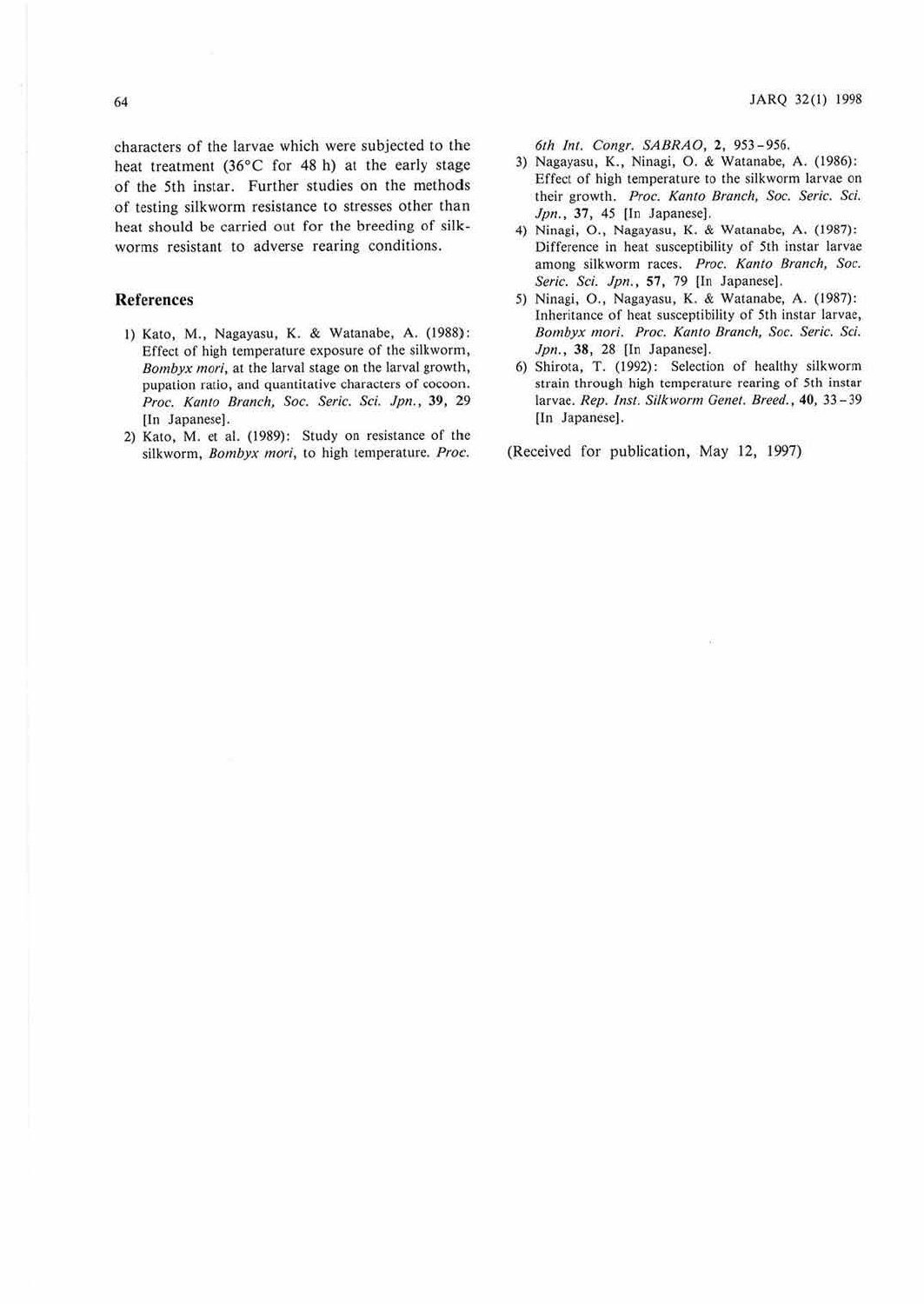characters of the larvae which were subjected to the heat treatment (36°C for 48 h) at the early stage of the 5th instar. Further studies on the methods of testing silkworm resistance to stresses other than heat should be carried out for the breeding of silkworms resistant to adverse rearing conditions.

## References

1) Kato, M., Nagayasu, K. & Watanabe, A. (1988): Effect of high temperature exposure of the silkworm, *Bombyx mori*, at the larval stage on the larval growth, pupation ratio, and quantitative characters of cocoon. *Proc. Kanto Branch, Soc. Seric. Sci. Jpn.*, **39**, 29 [In Japanese].
2) Kato, M. et al. (1989): Study on resistance of the silkworm, *Bombyx mori*, to high temperature. *Proc. 6th Int. Congr. SABRAO*, **2**, 953–956.
3) Nagayasu, K., Ninagi, O. & Watanabe, A. (1986): Effect of high temperature to the silkworm larvae on their growth. *Proc. Kanto Branch, Soc. Seric. Sci. Jpn.*, **37**, 45 [In Japanese].
4) Ninagi, O., Nagayasu, K. & Watanabe, A. (1987): Difference in heat susceptibility of 5th instar larvae among silkworm races. *Proc. Kanto Branch, Soc. Seric. Sci. Jpn.*, **57**, 79 [In Japanese].
5) Ninagi, O., Nagayasu, K. & Watanabe, A. (1987): Inheritance of heat susceptibility of 5th instar larvae, *Bombyx mori*. *Proc. Kanto Branch, Soc. Seric. Sci. Jpn.*, **38**, 28 [In Japanese].
6) Shirota, T. (1992): Selection of healthy silkworm strain through high temperature rearing of 5th instar larvae. *Rep. Inst. Silkworm Genet. Breed.*, **40**, 33–39 [In Japanese].

(Received for publication, May 12, 1997)